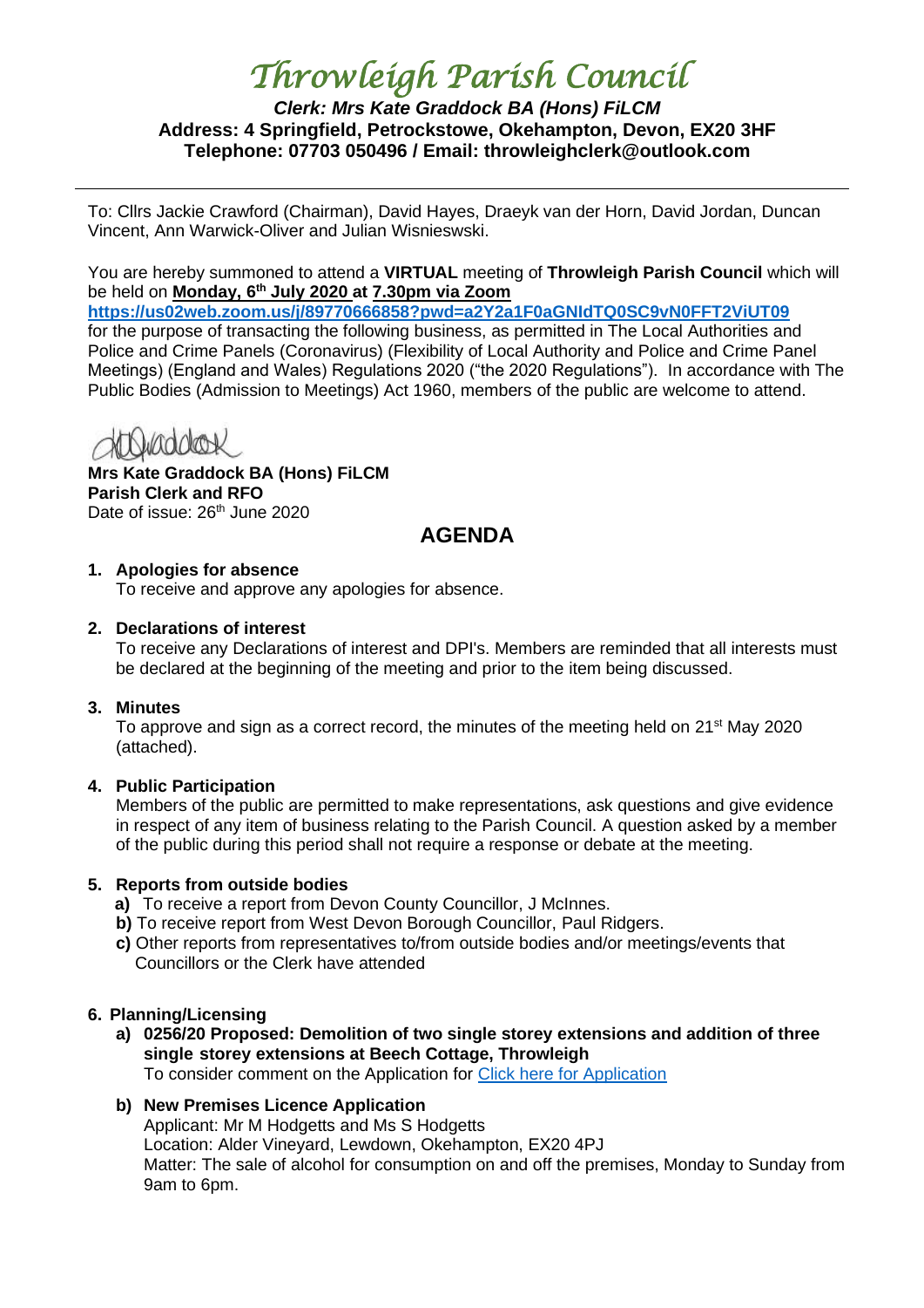// Throwleigh Parish Council

*Clerk: Mrs Kate Graddock BA (Hons) FiLCM*
**Address: 4 Springfield, Petrockstowe, Okehampton, Devon, EX20 3HF**
**Telephone: 07703 050496 / Email: throwleighclerk@outlook.com**

---

To: Cllrs Jackie Crawford (Chairman), David Hayes, Draeyk van der Horn, David Jordan, Duncan Vincent, Ann Warwick-Oliver and Julian Wisnieswski.

You are hereby summoned to attend a **VIRTUAL** meeting of **Throwleigh Parish Council** which will be held on **Monday, 6th July 2020 at 7.30pm via Zoom**
**https://us02web.zoom.us/j/89770666858?pwd=a2Y2a1F0aGNIdTQ0SC9vN0FFT2ViUT09**
for the purpose of transacting the following business, as permitted in The Local Authorities and Police and Crime Panels (Coronavirus) (Flexibility of Local Authority and Police and Crime Panel Meetings) (England and Wales) Regulations 2020 ("the 2020 Regulations"). In accordance with The Public Bodies (Admission to Meetings) Act 1960, members of the public are welcome to attend.

**Mrs Kate Graddock BA (Hons) FiLCM**
**Parish Clerk and RFO**
Date of issue: 26th June 2020

## AGENDA

1. **Apologies for absence**
   To receive and approve any apologies for absence.

2. **Declarations of interest**
   To receive any Declarations of interest and DPI's. Members are reminded that all interests must be declared at the beginning of the meeting and prior to the item being discussed.

3. **Minutes**
   To approve and sign as a correct record, the minutes of the meeting held on 21st May 2020 (attached).

4. **Public Participation**
   Members of the public are permitted to make representations, ask questions and give evidence in respect of any item of business relating to the Parish Council. A question asked by a member of the public during this period shall not require a response or debate at the meeting.

5. **Reports from outside bodies**
   a) To receive a report from Devon County Councillor, J McInnes.
   b) To receive report from West Devon Borough Councillor, Paul Ridgers.
   c) Other reports from representatives to/from outside bodies and/or meetings/events that Councillors or the Clerk have attended

6. **Planning/Licensing**
   a) **0256/20 Proposed: Demolition of two single storey extensions and addition of three single storey extensions at Beech Cottage, Throwleigh**
      To consider comment on the Application for Click here for Application
   b) **New Premises Licence Application**
      Applicant: Mr M Hodgetts and Ms S Hodgetts
      Location: Alder Vineyard, Lewdown, Okehampton, EX20 4PJ
      Matter: The sale of alcohol for consumption on and off the premises, Monday to Sunday from 9am to 6pm.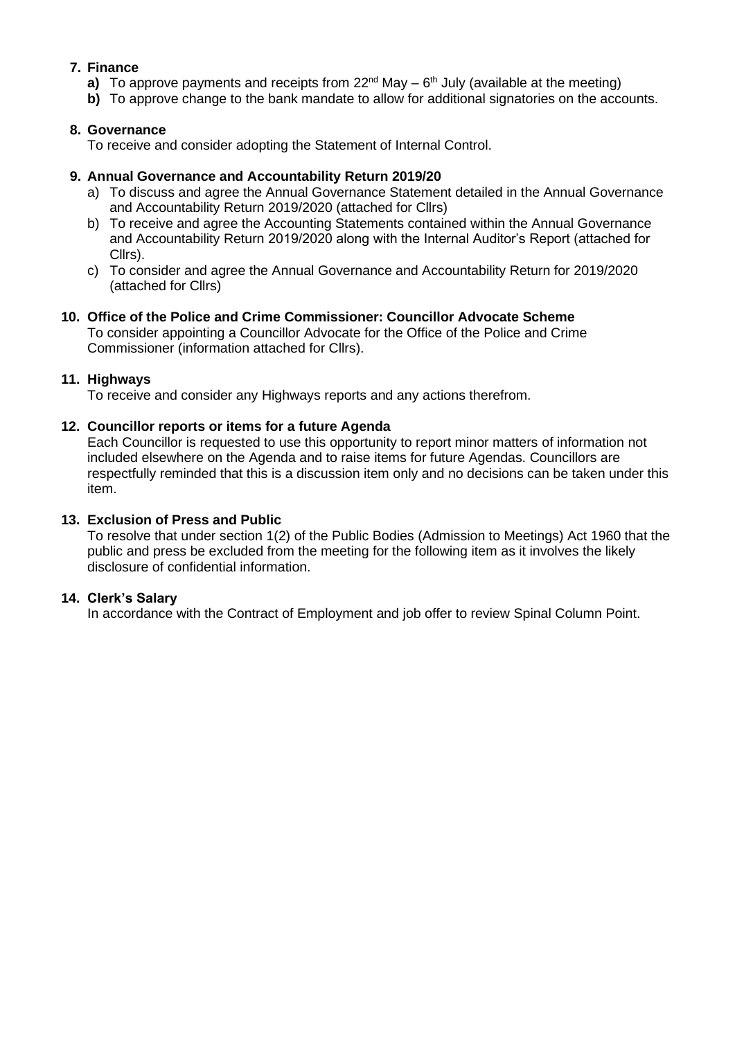## 7. Finance

**a)** To approve payments and receipts from 22nd May – 6th July (available at the meeting)

**b)** To approve change to the bank mandate to allow for additional signatories on the accounts.

## 8. Governance

To receive and consider adopting the Statement of Internal Control.

## 9. Annual Governance and Accountability Return 2019/20

a) To discuss and agree the Annual Governance Statement detailed in the Annual Governance and Accountability Return 2019/2020 (attached for Cllrs)

b) To receive and agree the Accounting Statements contained within the Annual Governance and Accountability Return 2019/2020 along with the Internal Auditor's Report (attached for Cllrs).

c) To consider and agree the Annual Governance and Accountability Return for 2019/2020 (attached for Cllrs)

## 10. Office of the Police and Crime Commissioner: Councillor Advocate Scheme

To consider appointing a Councillor Advocate for the Office of the Police and Crime Commissioner (information attached for Cllrs).

## 11. Highways

To receive and consider any Highways reports and any actions therefrom.

## 12. Councillor reports or items for a future Agenda

Each Councillor is requested to use this opportunity to report minor matters of information not included elsewhere on the Agenda and to raise items for future Agendas. Councillors are respectfully reminded that this is a discussion item only and no decisions can be taken under this item.

## 13. Exclusion of Press and Public

To resolve that under section 1(2) of the Public Bodies (Admission to Meetings) Act 1960 that the public and press be excluded from the meeting for the following item as it involves the likely disclosure of confidential information.

## 14. Clerk's Salary

In accordance with the Contract of Employment and job offer to review Spinal Column Point.